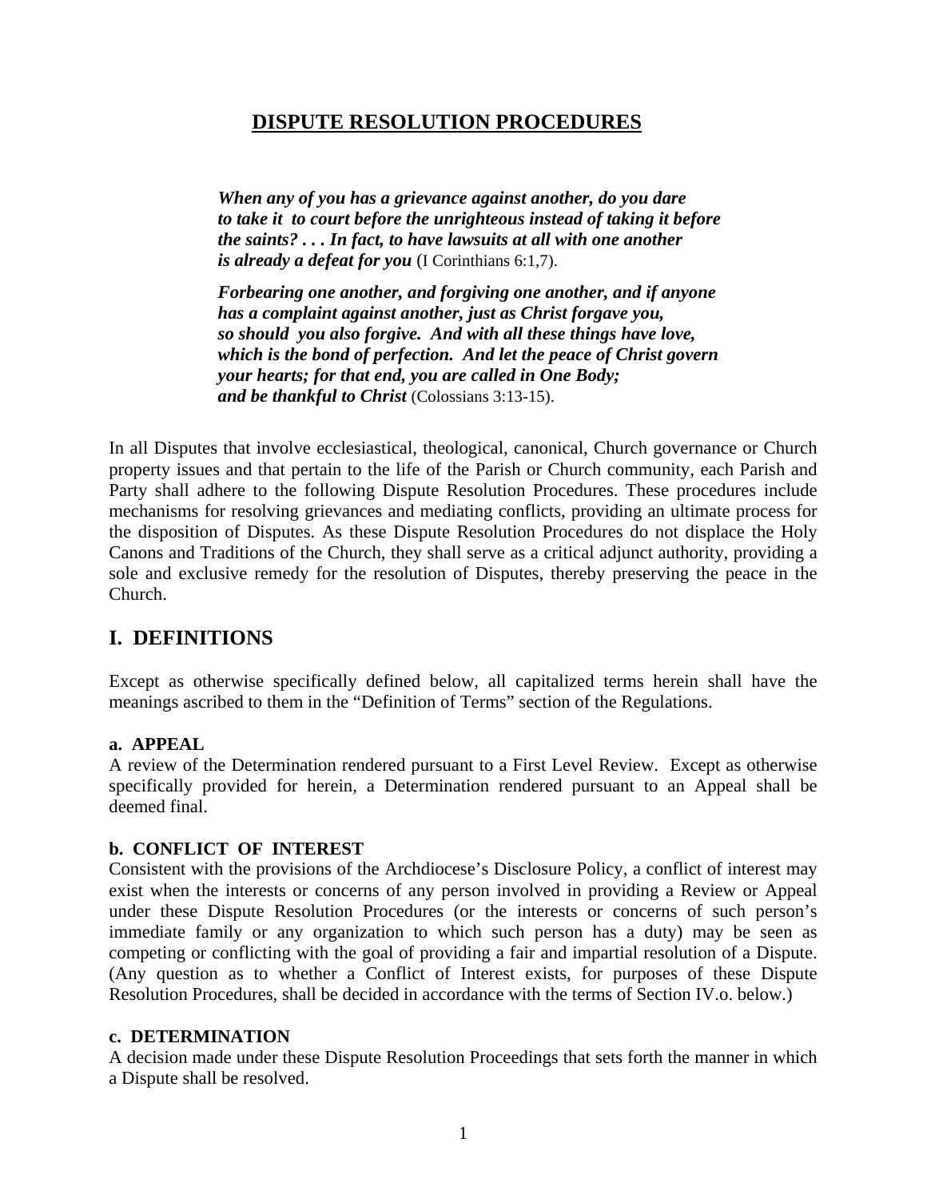# DISPUTE RESOLUTION PROCEDURES

> ***When any of you has a grievance against another, do you dare to take it to court before the unrighteous instead of taking it before the saints? . . . In fact, to have lawsuits at all with one another is already a defeat for you*** (I Corinthians 6:1,7).
>
> ***Forbearing one another, and forgiving one another, and if anyone has a complaint against another, just as Christ forgave you, so should you also forgive. And with all these things have love, which is the bond of perfection. And let the peace of Christ govern your hearts; for that end, you are called in One Body; and be thankful to Christ*** (Colossians 3:13-15).

In all Disputes that involve ecclesiastical, theological, canonical, Church governance or Church property issues and that pertain to the life of the Parish or Church community, each Parish and Party shall adhere to the following Dispute Resolution Procedures. These procedures include mechanisms for resolving grievances and mediating conflicts, providing an ultimate process for the disposition of Disputes. As these Dispute Resolution Procedures do not displace the Holy Canons and Traditions of the Church, they shall serve as a critical adjunct authority, providing a sole and exclusive remedy for the resolution of Disputes, thereby preserving the peace in the Church.

## I. DEFINITIONS

Except as otherwise specifically defined below, all capitalized terms herein shall have the meanings ascribed to them in the "Definition of Terms" section of the Regulations.

**a. APPEAL**

A review of the Determination rendered pursuant to a First Level Review. Except as otherwise specifically provided for herein, a Determination rendered pursuant to an Appeal shall be deemed final.

**b. CONFLICT OF INTEREST**

Consistent with the provisions of the Archdiocese's Disclosure Policy, a conflict of interest may exist when the interests or concerns of any person involved in providing a Review or Appeal under these Dispute Resolution Procedures (or the interests or concerns of such person's immediate family or any organization to which such person has a duty) may be seen as competing or conflicting with the goal of providing a fair and impartial resolution of a Dispute. (Any question as to whether a Conflict of Interest exists, for purposes of these Dispute Resolution Procedures, shall be decided in accordance with the terms of Section IV.o. below.)

**c. DETERMINATION**

A decision made under these Dispute Resolution Proceedings that sets forth the manner in which a Dispute shall be resolved.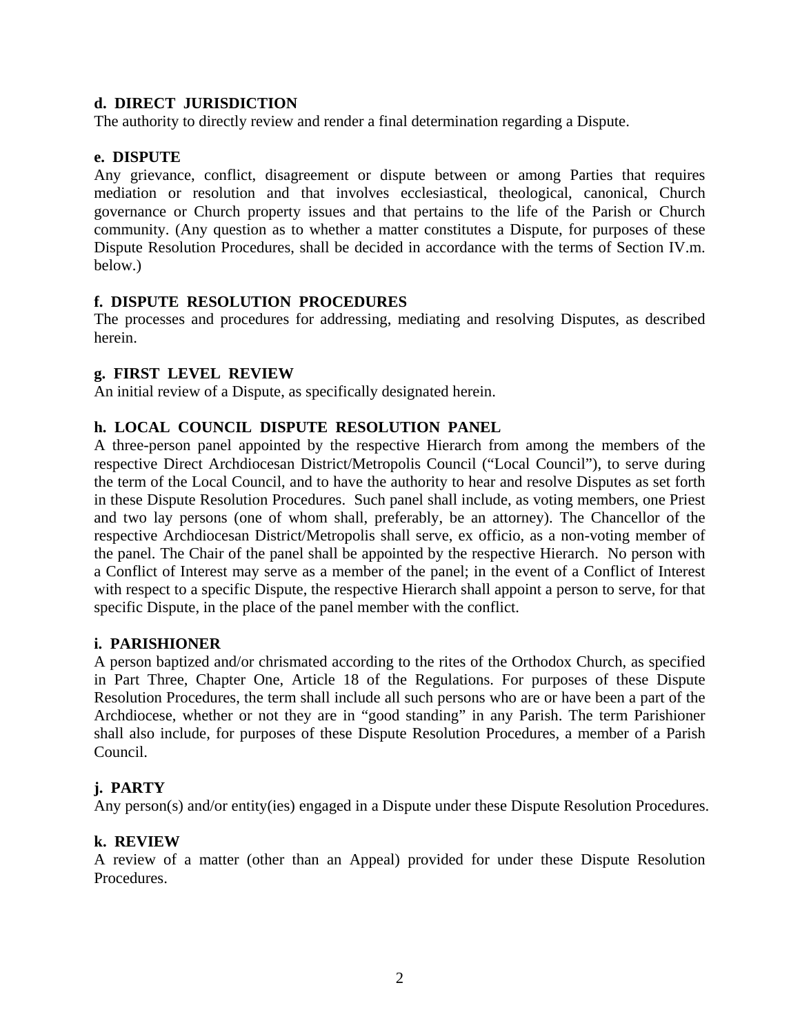**d. DIRECT JURISDICTION**
The authority to directly review and render a final determination regarding a Dispute.

**e. DISPUTE**
Any grievance, conflict, disagreement or dispute between or among Parties that requires mediation or resolution and that involves ecclesiastical, theological, canonical, Church governance or Church property issues and that pertains to the life of the Parish or Church community. (Any question as to whether a matter constitutes a Dispute, for purposes of these Dispute Resolution Procedures, shall be decided in accordance with the terms of Section IV.m. below.)

**f. DISPUTE RESOLUTION PROCEDURES**
The processes and procedures for addressing, mediating and resolving Disputes, as described herein.

**g. FIRST LEVEL REVIEW**
An initial review of a Dispute, as specifically designated herein.

**h. LOCAL COUNCIL DISPUTE RESOLUTION PANEL**
A three-person panel appointed by the respective Hierarch from among the members of the respective Direct Archdiocesan District/Metropolis Council ("Local Council"), to serve during the term of the Local Council, and to have the authority to hear and resolve Disputes as set forth in these Dispute Resolution Procedures. Such panel shall include, as voting members, one Priest and two lay persons (one of whom shall, preferably, be an attorney). The Chancellor of the respective Archdiocesan District/Metropolis shall serve, ex officio, as a non-voting member of the panel. The Chair of the panel shall be appointed by the respective Hierarch. No person with a Conflict of Interest may serve as a member of the panel; in the event of a Conflict of Interest with respect to a specific Dispute, the respective Hierarch shall appoint a person to serve, for that specific Dispute, in the place of the panel member with the conflict.

**i. PARISHIONER**
A person baptized and/or chrismated according to the rites of the Orthodox Church, as specified in Part Three, Chapter One, Article 18 of the Regulations. For purposes of these Dispute Resolution Procedures, the term shall include all such persons who are or have been a part of the Archdiocese, whether or not they are in "good standing" in any Parish. The term Parishioner shall also include, for purposes of these Dispute Resolution Procedures, a member of a Parish Council.

**j. PARTY**
Any person(s) and/or entity(ies) engaged in a Dispute under these Dispute Resolution Procedures.

**k. REVIEW**
A review of a matter (other than an Appeal) provided for under these Dispute Resolution Procedures.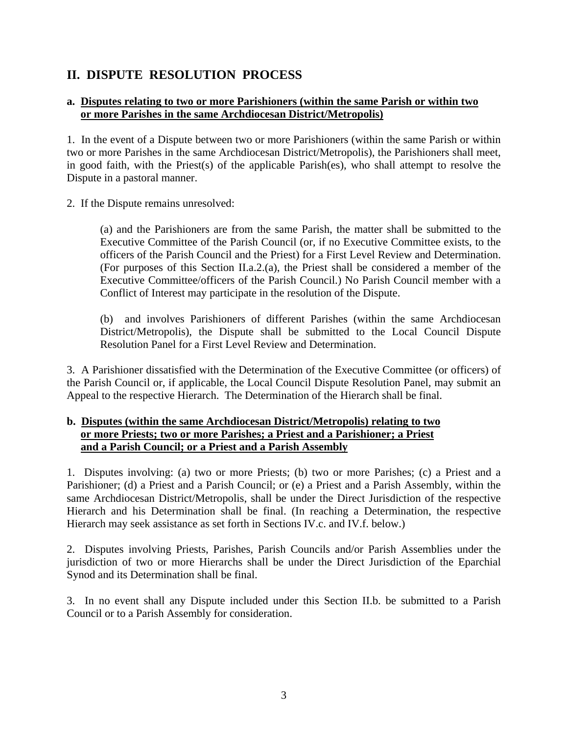## II. DISPUTE RESOLUTION PROCESS

### a. <u>Disputes relating to two or more Parishioners (within the same Parish or within two or more Parishes in the same Archdiocesan District/Metropolis)</u>

1. In the event of a Dispute between two or more Parishioners (within the same Parish or within two or more Parishes in the same Archdiocesan District/Metropolis), the Parishioners shall meet, in good faith, with the Priest(s) of the applicable Parish(es), who shall attempt to resolve the Dispute in a pastoral manner.

2. If the Dispute remains unresolved:

> (a) and the Parishioners are from the same Parish, the matter shall be submitted to the Executive Committee of the Parish Council (or, if no Executive Committee exists, to the officers of the Parish Council and the Priest) for a First Level Review and Determination. (For purposes of this Section II.a.2.(a), the Priest shall be considered a member of the Executive Committee/officers of the Parish Council.) No Parish Council member with a Conflict of Interest may participate in the resolution of the Dispute.
>
> (b) and involves Parishioners of different Parishes (within the same Archdiocesan District/Metropolis), the Dispute shall be submitted to the Local Council Dispute Resolution Panel for a First Level Review and Determination.

3. A Parishioner dissatisfied with the Determination of the Executive Committee (or officers) of the Parish Council or, if applicable, the Local Council Dispute Resolution Panel, may submit an Appeal to the respective Hierarch. The Determination of the Hierarch shall be final.

### b. <u>Disputes (within the same Archdiocesan District/Metropolis) relating to two or more Priests; two or more Parishes; a Priest and a Parishioner; a Priest and a Parish Council; or a Priest and a Parish Assembly</u>

1. Disputes involving: (a) two or more Priests; (b) two or more Parishes; (c) a Priest and a Parishioner; (d) a Priest and a Parish Council; or (e) a Priest and a Parish Assembly, within the same Archdiocesan District/Metropolis, shall be under the Direct Jurisdiction of the respective Hierarch and his Determination shall be final. (In reaching a Determination, the respective Hierarch may seek assistance as set forth in Sections IV.c. and IV.f. below.)

2. Disputes involving Priests, Parishes, Parish Councils and/or Parish Assemblies under the jurisdiction of two or more Hierarchs shall be under the Direct Jurisdiction of the Eparchial Synod and its Determination shall be final.

3. In no event shall any Dispute included under this Section II.b. be submitted to a Parish Council or to a Parish Assembly for consideration.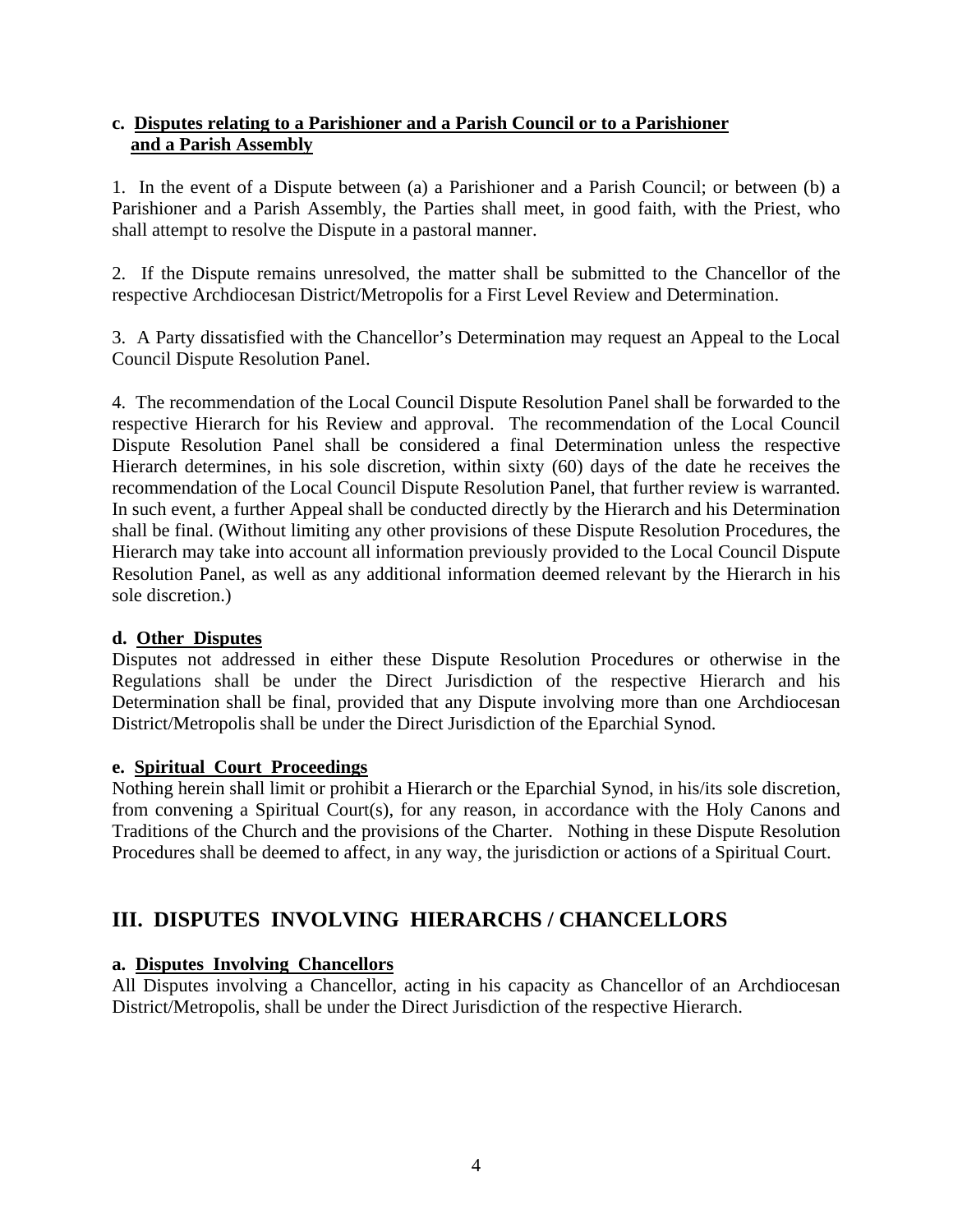**c. Disputes relating to a Parishioner and a Parish Council or to a Parishioner and a Parish Assembly**

1. In the event of a Dispute between (a) a Parishioner and a Parish Council; or between (b) a Parishioner and a Parish Assembly, the Parties shall meet, in good faith, with the Priest, who shall attempt to resolve the Dispute in a pastoral manner.

2. If the Dispute remains unresolved, the matter shall be submitted to the Chancellor of the respective Archdiocesan District/Metropolis for a First Level Review and Determination.

3. A Party dissatisfied with the Chancellor's Determination may request an Appeal to the Local Council Dispute Resolution Panel.

4. The recommendation of the Local Council Dispute Resolution Panel shall be forwarded to the respective Hierarch for his Review and approval. The recommendation of the Local Council Dispute Resolution Panel shall be considered a final Determination unless the respective Hierarch determines, in his sole discretion, within sixty (60) days of the date he receives the recommendation of the Local Council Dispute Resolution Panel, that further review is warranted. In such event, a further Appeal shall be conducted directly by the Hierarch and his Determination shall be final. (Without limiting any other provisions of these Dispute Resolution Procedures, the Hierarch may take into account all information previously provided to the Local Council Dispute Resolution Panel, as well as any additional information deemed relevant by the Hierarch in his sole discretion.)

**d. Other Disputes**

Disputes not addressed in either these Dispute Resolution Procedures or otherwise in the Regulations shall be under the Direct Jurisdiction of the respective Hierarch and his Determination shall be final, provided that any Dispute involving more than one Archdiocesan District/Metropolis shall be under the Direct Jurisdiction of the Eparchial Synod.

**e. Spiritual Court Proceedings**

Nothing herein shall limit or prohibit a Hierarch or the Eparchial Synod, in his/its sole discretion, from convening a Spiritual Court(s), for any reason, in accordance with the Holy Canons and Traditions of the Church and the provisions of the Charter. Nothing in these Dispute Resolution Procedures shall be deemed to affect, in any way, the jurisdiction or actions of a Spiritual Court.

## III. DISPUTES INVOLVING HIERARCHS / CHANCELLORS

**a. Disputes Involving Chancellors**

All Disputes involving a Chancellor, acting in his capacity as Chancellor of an Archdiocesan District/Metropolis, shall be under the Direct Jurisdiction of the respective Hierarch.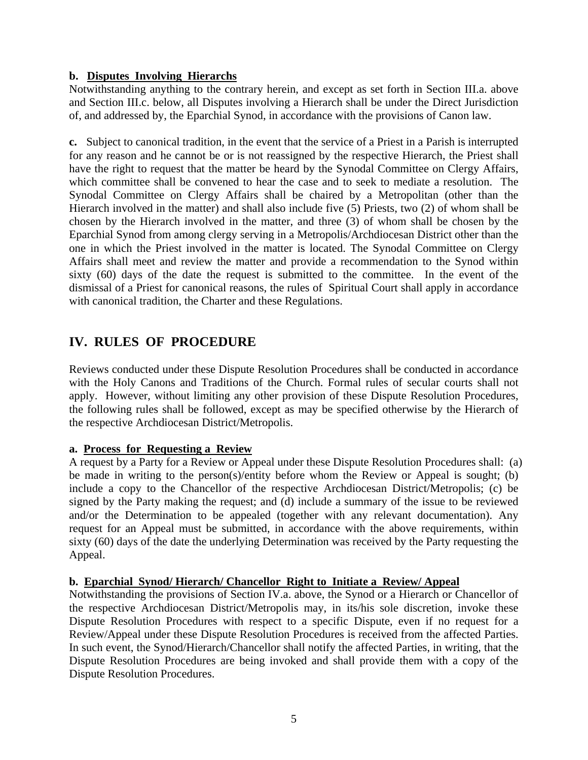**b. Disputes Involving Hierarchs**

Notwithstanding anything to the contrary herein, and except as set forth in Section III.a. above and Section III.c. below, all Disputes involving a Hierarch shall be under the Direct Jurisdiction of, and addressed by, the Eparchial Synod, in accordance with the provisions of Canon law.

**c.** Subject to canonical tradition, in the event that the service of a Priest in a Parish is interrupted for any reason and he cannot be or is not reassigned by the respective Hierarch, the Priest shall have the right to request that the matter be heard by the Synodal Committee on Clergy Affairs, which committee shall be convened to hear the case and to seek to mediate a resolution. The Synodal Committee on Clergy Affairs shall be chaired by a Metropolitan (other than the Hierarch involved in the matter) and shall also include five (5) Priests, two (2) of whom shall be chosen by the Hierarch involved in the matter, and three (3) of whom shall be chosen by the Eparchial Synod from among clergy serving in a Metropolis/Archdiocesan District other than the one in which the Priest involved in the matter is located. The Synodal Committee on Clergy Affairs shall meet and review the matter and provide a recommendation to the Synod within sixty (60) days of the date the request is submitted to the committee. In the event of the dismissal of a Priest for canonical reasons, the rules of Spiritual Court shall apply in accordance with canonical tradition, the Charter and these Regulations.

## IV. RULES OF PROCEDURE

Reviews conducted under these Dispute Resolution Procedures shall be conducted in accordance with the Holy Canons and Traditions of the Church. Formal rules of secular courts shall not apply. However, without limiting any other provision of these Dispute Resolution Procedures, the following rules shall be followed, except as may be specified otherwise by the Hierarch of the respective Archdiocesan District/Metropolis.

**a. Process for Requesting a Review**

A request by a Party for a Review or Appeal under these Dispute Resolution Procedures shall: (a) be made in writing to the person(s)/entity before whom the Review or Appeal is sought; (b) include a copy to the Chancellor of the respective Archdiocesan District/Metropolis; (c) be signed by the Party making the request; and (d) include a summary of the issue to be reviewed and/or the Determination to be appealed (together with any relevant documentation). Any request for an Appeal must be submitted, in accordance with the above requirements, within sixty (60) days of the date the underlying Determination was received by the Party requesting the Appeal.

**b. Eparchial Synod/ Hierarch/ Chancellor Right to Initiate a Review/ Appeal**

Notwithstanding the provisions of Section IV.a. above, the Synod or a Hierarch or Chancellor of the respective Archdiocesan District/Metropolis may, in its/his sole discretion, invoke these Dispute Resolution Procedures with respect to a specific Dispute, even if no request for a Review/Appeal under these Dispute Resolution Procedures is received from the affected Parties. In such event, the Synod/Hierarch/Chancellor shall notify the affected Parties, in writing, that the Dispute Resolution Procedures are being invoked and shall provide them with a copy of the Dispute Resolution Procedures.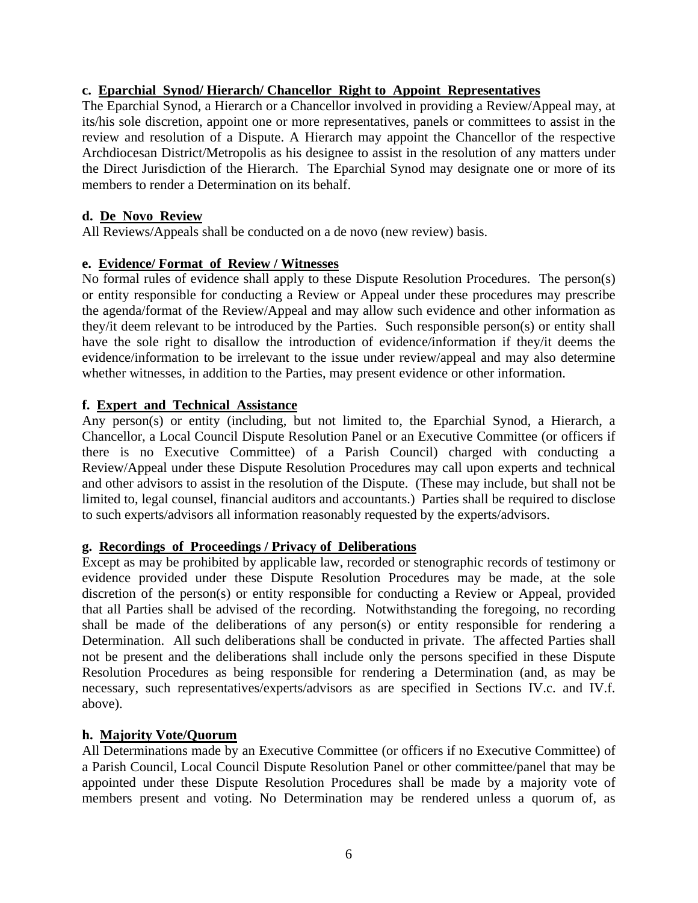**c. Eparchial Synod/ Hierarch/ Chancellor Right to Appoint Representatives**

The Eparchial Synod, a Hierarch or a Chancellor involved in providing a Review/Appeal may, at its/his sole discretion, appoint one or more representatives, panels or committees to assist in the review and resolution of a Dispute. A Hierarch may appoint the Chancellor of the respective Archdiocesan District/Metropolis as his designee to assist in the resolution of any matters under the Direct Jurisdiction of the Hierarch. The Eparchial Synod may designate one or more of its members to render a Determination on its behalf.

**d. De Novo Review**

All Reviews/Appeals shall be conducted on a de novo (new review) basis.

**e. Evidence/ Format of Review / Witnesses**

No formal rules of evidence shall apply to these Dispute Resolution Procedures. The person(s) or entity responsible for conducting a Review or Appeal under these procedures may prescribe the agenda/format of the Review/Appeal and may allow such evidence and other information as they/it deem relevant to be introduced by the Parties. Such responsible person(s) or entity shall have the sole right to disallow the introduction of evidence/information if they/it deems the evidence/information to be irrelevant to the issue under review/appeal and may also determine whether witnesses, in addition to the Parties, may present evidence or other information.

**f. Expert and Technical Assistance**

Any person(s) or entity (including, but not limited to, the Eparchial Synod, a Hierarch, a Chancellor, a Local Council Dispute Resolution Panel or an Executive Committee (or officers if there is no Executive Committee) of a Parish Council) charged with conducting a Review/Appeal under these Dispute Resolution Procedures may call upon experts and technical and other advisors to assist in the resolution of the Dispute. (These may include, but shall not be limited to, legal counsel, financial auditors and accountants.) Parties shall be required to disclose to such experts/advisors all information reasonably requested by the experts/advisors.

**g. Recordings of Proceedings / Privacy of Deliberations**

Except as may be prohibited by applicable law, recorded or stenographic records of testimony or evidence provided under these Dispute Resolution Procedures may be made, at the sole discretion of the person(s) or entity responsible for conducting a Review or Appeal, provided that all Parties shall be advised of the recording. Notwithstanding the foregoing, no recording shall be made of the deliberations of any person(s) or entity responsible for rendering a Determination. All such deliberations shall be conducted in private. The affected Parties shall not be present and the deliberations shall include only the persons specified in these Dispute Resolution Procedures as being responsible for rendering a Determination (and, as may be necessary, such representatives/experts/advisors as are specified in Sections IV.c. and IV.f. above).

**h. Majority Vote/Quorum**

All Determinations made by an Executive Committee (or officers if no Executive Committee) of a Parish Council, Local Council Dispute Resolution Panel or other committee/panel that may be appointed under these Dispute Resolution Procedures shall be made by a majority vote of members present and voting. No Determination may be rendered unless a quorum of, as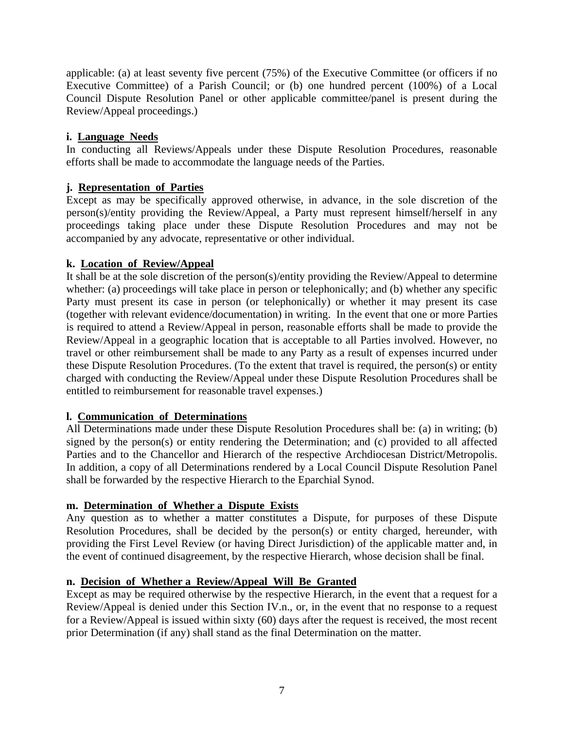applicable: (a) at least seventy five percent (75%) of the Executive Committee (or officers if no Executive Committee) of a Parish Council; or (b) one hundred percent (100%) of a Local Council Dispute Resolution Panel or other applicable committee/panel is present during the Review/Appeal proceedings.)

**i. Language Needs**

In conducting all Reviews/Appeals under these Dispute Resolution Procedures, reasonable efforts shall be made to accommodate the language needs of the Parties.

**j. Representation of Parties**

Except as may be specifically approved otherwise, in advance, in the sole discretion of the person(s)/entity providing the Review/Appeal, a Party must represent himself/herself in any proceedings taking place under these Dispute Resolution Procedures and may not be accompanied by any advocate, representative or other individual.

**k. Location of Review/Appeal**

It shall be at the sole discretion of the person(s)/entity providing the Review/Appeal to determine whether: (a) proceedings will take place in person or telephonically; and (b) whether any specific Party must present its case in person (or telephonically) or whether it may present its case (together with relevant evidence/documentation) in writing. In the event that one or more Parties is required to attend a Review/Appeal in person, reasonable efforts shall be made to provide the Review/Appeal in a geographic location that is acceptable to all Parties involved. However, no travel or other reimbursement shall be made to any Party as a result of expenses incurred under these Dispute Resolution Procedures. (To the extent that travel is required, the person(s) or entity charged with conducting the Review/Appeal under these Dispute Resolution Procedures shall be entitled to reimbursement for reasonable travel expenses.)

**l. Communication of Determinations**

All Determinations made under these Dispute Resolution Procedures shall be: (a) in writing; (b) signed by the person(s) or entity rendering the Determination; and (c) provided to all affected Parties and to the Chancellor and Hierarch of the respective Archdiocesan District/Metropolis. In addition, a copy of all Determinations rendered by a Local Council Dispute Resolution Panel shall be forwarded by the respective Hierarch to the Eparchial Synod.

**m. Determination of Whether a Dispute Exists**

Any question as to whether a matter constitutes a Dispute, for purposes of these Dispute Resolution Procedures, shall be decided by the person(s) or entity charged, hereunder, with providing the First Level Review (or having Direct Jurisdiction) of the applicable matter and, in the event of continued disagreement, by the respective Hierarch, whose decision shall be final.

**n. Decision of Whether a Review/Appeal Will Be Granted**

Except as may be required otherwise by the respective Hierarch, in the event that a request for a Review/Appeal is denied under this Section IV.n., or, in the event that no response to a request for a Review/Appeal is issued within sixty (60) days after the request is received, the most recent prior Determination (if any) shall stand as the final Determination on the matter.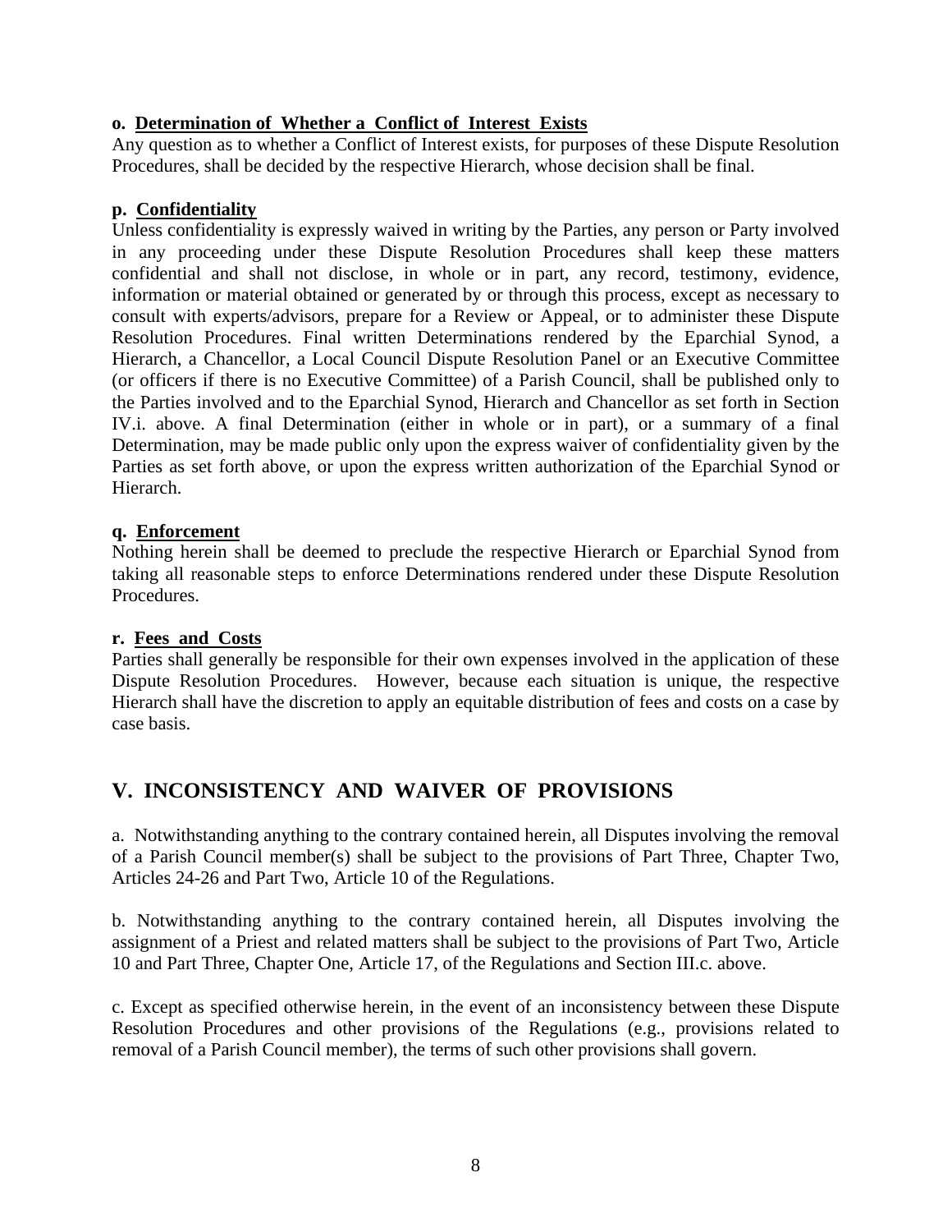**o. Determination of Whether a Conflict of Interest Exists**

Any question as to whether a Conflict of Interest exists, for purposes of these Dispute Resolution Procedures, shall be decided by the respective Hierarch, whose decision shall be final.

**p. Confidentiality**

Unless confidentiality is expressly waived in writing by the Parties, any person or Party involved in any proceeding under these Dispute Resolution Procedures shall keep these matters confidential and shall not disclose, in whole or in part, any record, testimony, evidence, information or material obtained or generated by or through this process, except as necessary to consult with experts/advisors, prepare for a Review or Appeal, or to administer these Dispute Resolution Procedures. Final written Determinations rendered by the Eparchial Synod, a Hierarch, a Chancellor, a Local Council Dispute Resolution Panel or an Executive Committee (or officers if there is no Executive Committee) of a Parish Council, shall be published only to the Parties involved and to the Eparchial Synod, Hierarch and Chancellor as set forth in Section IV.i. above. A final Determination (either in whole or in part), or a summary of a final Determination, may be made public only upon the express waiver of confidentiality given by the Parties as set forth above, or upon the express written authorization of the Eparchial Synod or Hierarch.

**q. Enforcement**

Nothing herein shall be deemed to preclude the respective Hierarch or Eparchial Synod from taking all reasonable steps to enforce Determinations rendered under these Dispute Resolution Procedures.

**r. Fees and Costs**

Parties shall generally be responsible for their own expenses involved in the application of these Dispute Resolution Procedures. However, because each situation is unique, the respective Hierarch shall have the discretion to apply an equitable distribution of fees and costs on a case by case basis.

## V. INCONSISTENCY AND WAIVER OF PROVISIONS

a. Notwithstanding anything to the contrary contained herein, all Disputes involving the removal of a Parish Council member(s) shall be subject to the provisions of Part Three, Chapter Two, Articles 24-26 and Part Two, Article 10 of the Regulations.

b. Notwithstanding anything to the contrary contained herein, all Disputes involving the assignment of a Priest and related matters shall be subject to the provisions of Part Two, Article 10 and Part Three, Chapter One, Article 17, of the Regulations and Section III.c. above.

c. Except as specified otherwise herein, in the event of an inconsistency between these Dispute Resolution Procedures and other provisions of the Regulations (e.g., provisions related to removal of a Parish Council member), the terms of such other provisions shall govern.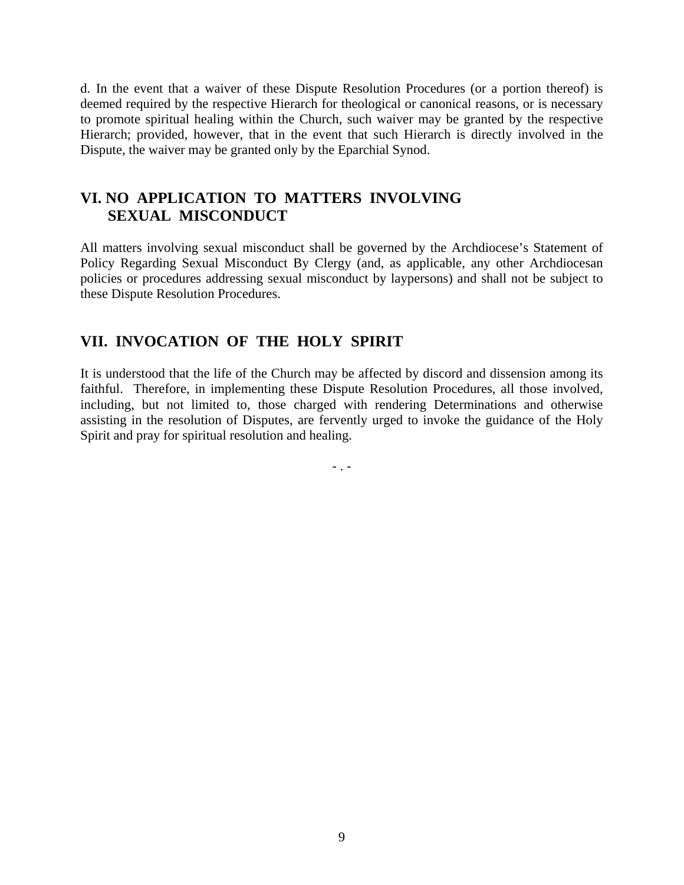d. In the event that a waiver of these Dispute Resolution Procedures (or a portion thereof) is deemed required by the respective Hierarch for theological or canonical reasons, or is necessary to promote spiritual healing within the Church, such waiver may be granted by the respective Hierarch; provided, however, that in the event that such Hierarch is directly involved in the Dispute, the waiver may be granted only by the Eparchial Synod.

## VI. NO APPLICATION TO MATTERS INVOLVING SEXUAL MISCONDUCT

All matters involving sexual misconduct shall be governed by the Archdiocese's Statement of Policy Regarding Sexual Misconduct By Clergy (and, as applicable, any other Archdiocesan policies or procedures addressing sexual misconduct by laypersons) and shall not be subject to these Dispute Resolution Procedures.

## VII. INVOCATION OF THE HOLY SPIRIT

It is understood that the life of the Church may be affected by discord and dissension among its faithful. Therefore, in implementing these Dispute Resolution Procedures, all those involved, including, but not limited to, those charged with rendering Determinations and otherwise assisting in the resolution of Disputes, are fervently urged to invoke the guidance of the Holy Spirit and pray for spiritual resolution and healing.

- . -